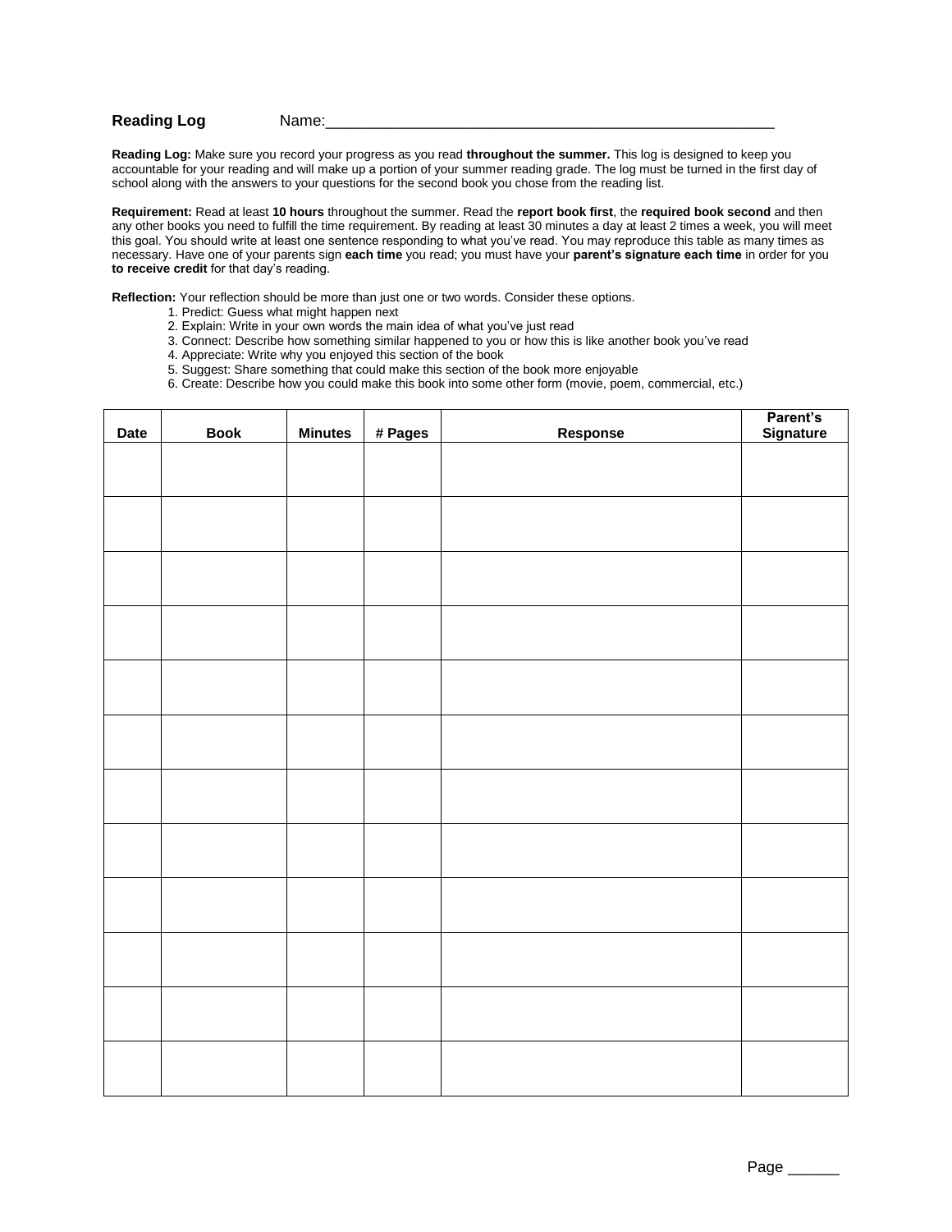**Reading Log** Name:_______________________________________________________

**Reading Log:** Make sure you record your progress as you read **throughout the summer.** This log is designed to keep you accountable for your reading and will make up a portion of your summer reading grade. The log must be turned in the first day of school along with the answers to your questions for the second book you chose from the reading list.

**Requirement:** Read at least **10 hours** throughout the summer. Read the **report book first**, the **required book second** and then any other books you need to fulfill the time requirement. By reading at least 30 minutes a day at least 2 times a week, you will meet this goal. You should write at least one sentence responding to what you've read. You may reproduce this table as many times as necessary. Have one of your parents sign **each time** you read; you must have your **parent's signature each time** in order for you **to receive credit** for that day's reading.

**Reflection:** Your reflection should be more than just one or two words. Consider these options.

1. Predict: Guess what might happen next
2. Explain: Write in your own words the main idea of what you've just read
3. Connect: Describe how something similar happened to you or how this is like another book you've read
4. Appreciate: Write why you enjoyed this section of the book
5. Suggest: Share something that could make this section of the book more enjoyable
6. Create: Describe how you could make this book into some other form (movie, poem, commercial, etc.)

| Date | Book | Minutes | # Pages | Response | Parent's Signature |
|---|---|---|---|---|---|
| | | | | | |
| | | | | | |
| | | | | | |
| | | | | | |
| | | | | | |
| | | | | | |
| | | | | | |
| | | | | | |
| | | | | | |
| | | | | | |
| | | | | | |
| | | | | | |

Page ______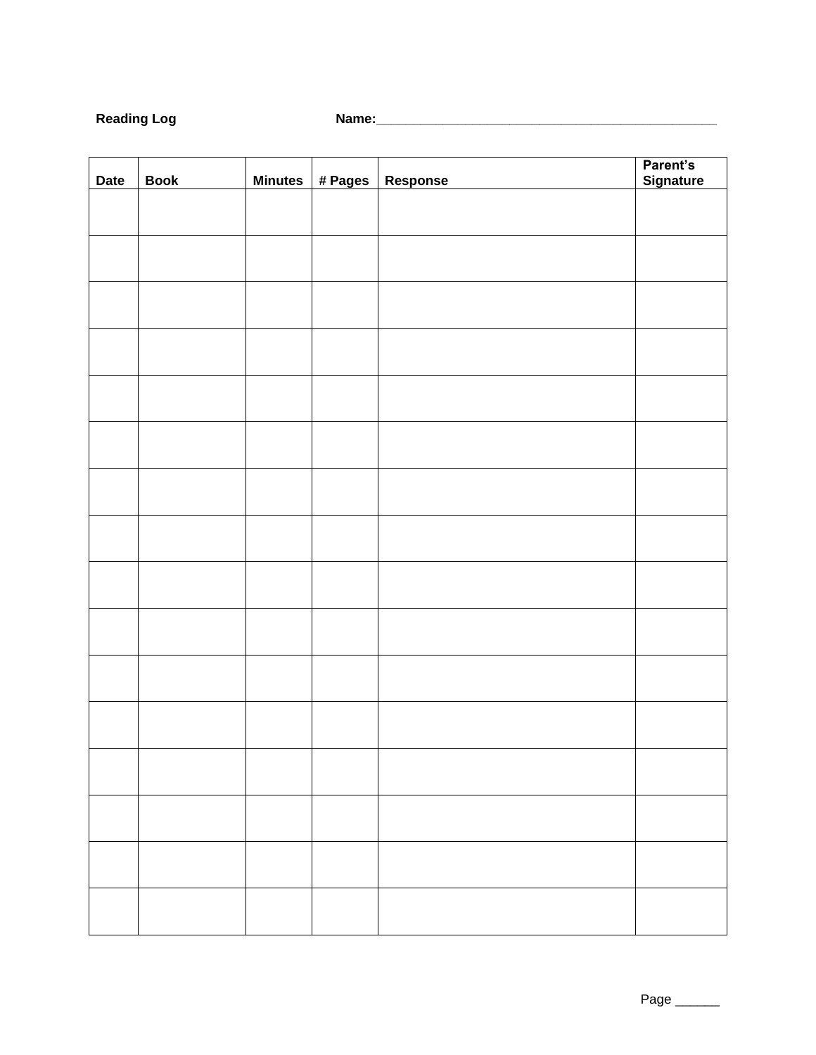**Reading Log** **Name:**\_\_\_\_\_\_\_\_\_\_\_\_\_\_\_\_\_\_\_\_\_\_\_\_\_\_\_\_\_\_\_\_\_\_\_\_\_\_\_\_\_\_\_\_\_\_

| Date | Book | Minutes | # Pages | Response | Parent's Signature |
|---|---|---|---|---|---|
| | | | | | |
| | | | | | |
| | | | | | |
| | | | | | |
| | | | | | |
| | | | | | |
| | | | | | |
| | | | | | |
| | | | | | |
| | | | | | |
| | | | | | |
| | | | | | |
| | | | | | |
| | | | | | |
| | | | | | |
| | | | | | |

Page \_\_\_\_\_\_